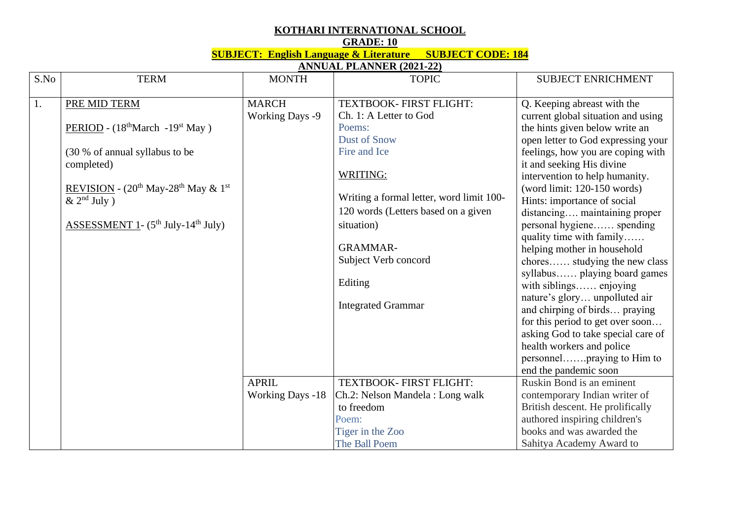**KOTHARI INTERNATIONAL SCHOOL**

**GRADE: 10**

**SUBJECT: English Language & Literature SUBJECT CODE: 184**

**ANNUAL PLANNER (2021-22)**

| S.No | TERM | MONTH | TOPIC | SUBJECT ENRICHMENT |
|---|---|---|---|---|
| 1. | PRE MID TERM<br><br>PERIOD - (18th March -19st May )<br><br>(30 % of annual syllabus to be completed)<br><br>REVISION - (20th May-28th May & 1st & 2nd July )<br><br>ASSESSMENT 1- (5th July-14th July) | MARCH<br>Working Days -9 | TEXTBOOK- FIRST FLIGHT:<br>Ch. 1: A Letter to God<br>Poems:<br>Dust of Snow<br>Fire and Ice<br><br>WRITING:<br><br>Writing a formal letter, word limit 100-120 words (Letters based on a given situation)<br><br>GRAMMAR-<br>Subject Verb concord<br><br>Editing<br><br>Integrated Grammar | Q. Keeping abreast with the current global situation and using the hints given below write an open letter to God expressing your feelings, how you are coping with it and seeking His divine intervention to help humanity. (word limit: 120-150 words)<br>Hints: importance of social distancing…. maintaining proper personal hygiene…… spending quality time with family…… helping mother in household chores…… studying the new class syllabus…… playing board games with siblings…… enjoying nature's glory… unpolluted air and chirping of birds… praying for this period to get over soon… asking God to take special care of health workers and police personnel…….praying to Him to end the pandemic soon |
| | | APRIL<br>Working Days -18 | TEXTBOOK- FIRST FLIGHT:<br>Ch.2: Nelson Mandela : Long walk to freedom<br>Poem:<br>Tiger in the Zoo<br>The Ball Poem | Ruskin Bond is an eminent contemporary Indian writer of British descent. He prolifically authored inspiring children's books and was awarded the Sahitya Academy Award to |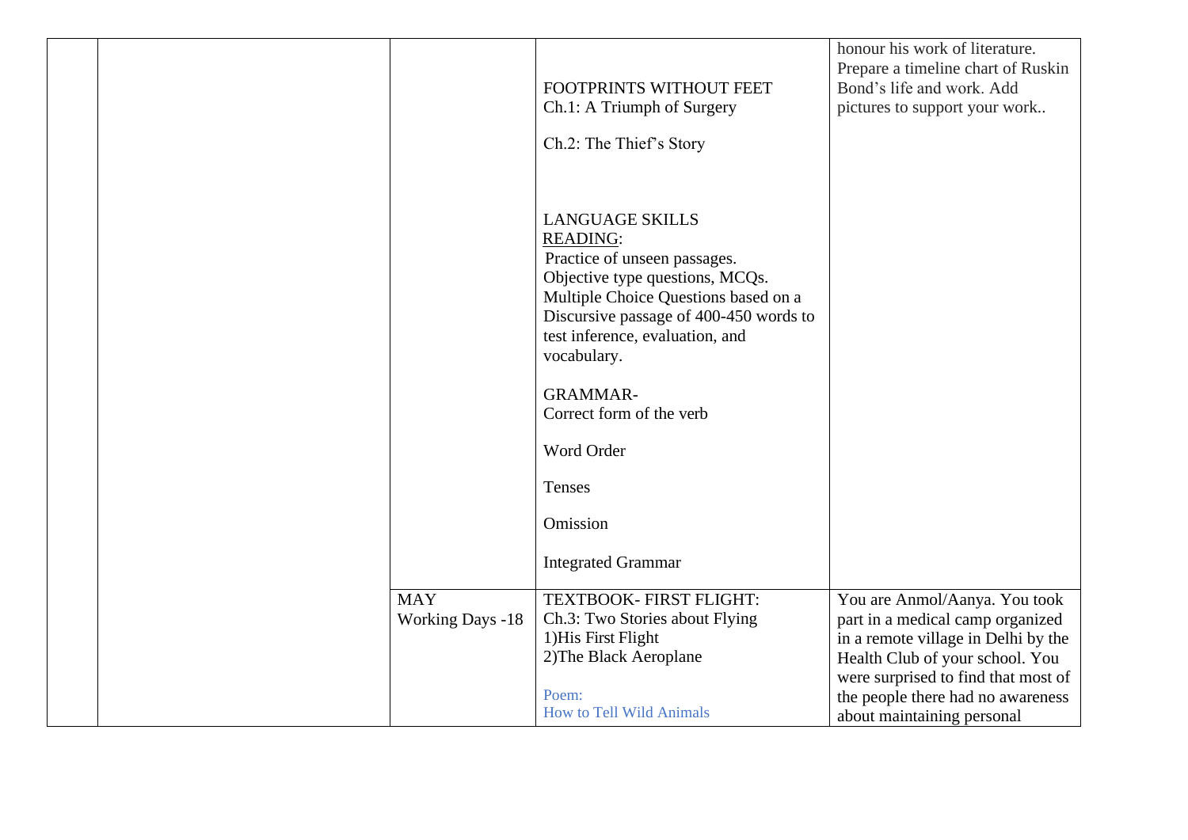| | | | | |
|---|---|---|---|---|
| | | | FOOTPRINTS WITHOUT FEET<br>Ch.1: A Triumph of Surgery<br><br>Ch.2: The Thief's Story<br><br><br>LANGUAGE SKILLS<br>READING:<br>Practice of unseen passages.<br>Objective type questions, MCQs.<br>Multiple Choice Questions based on a Discursive passage of 400-450 words to test inference, evaluation, and vocabulary.<br><br>GRAMMAR-<br>Correct form of the verb<br><br>Word Order<br><br>Tenses<br><br>Omission<br><br>Integrated Grammar | honour his work of literature. Prepare a timeline chart of Ruskin Bond's life and work. Add pictures to support your work.. |
| | | MAY<br>Working Days -18 | TEXTBOOK- FIRST FLIGHT:<br>Ch.3: Two Stories about Flying<br>1)His First Flight<br>2)The Black Aeroplane<br><br>Poem:<br>How to Tell Wild Animals | You are Anmol/Aanya. You took part in a medical camp organized in a remote village in Delhi by the Health Club of your school. You were surprised to find that most of the people there had no awareness about maintaining personal |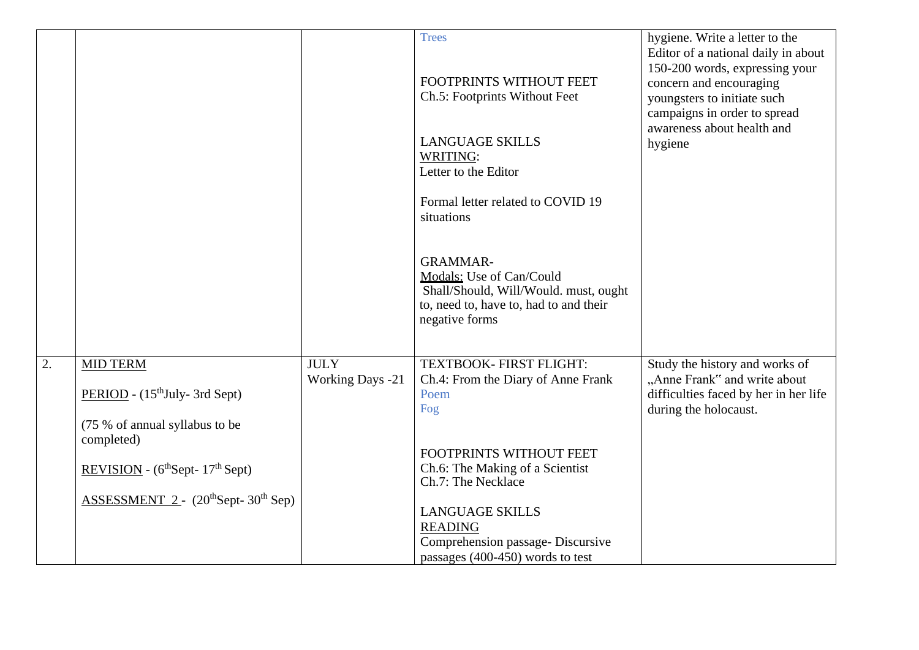| | | | | |
|---|---|---|---|---|
| | | | Trees<br><br>FOOTPRINTS WITHOUT FEET<br>Ch.5: Footprints Without Feet<br><br>LANGUAGE SKILLS<br>WRITING:<br>Letter to the Editor<br><br>Formal letter related to COVID 19 situations<br><br>GRAMMAR-<br>Modals: Use of Can/Could Shall/Should, Will/Would. must, ought to, need to, have to, had to and their negative forms | hygiene. Write a letter to the Editor of a national daily in about 150-200 words, expressing your concern and encouraging youngsters to initiate such campaigns in order to spread awareness about health and hygiene |
| 2. | MID TERM<br><br>PERIOD - (15th July- 3rd Sept)<br><br>(75 % of annual syllabus to be completed)<br><br>REVISION - (6th Sept- 17th Sept)<br><br>ASSESSMENT 2 - (20th Sept- 30th Sep) | JULY<br>Working Days -21 | TEXTBOOK- FIRST FLIGHT:<br>Ch.4: From the Diary of Anne Frank<br>Poem<br>Fog<br><br>FOOTPRINTS WITHOUT FEET<br>Ch.6: The Making of a Scientist<br>Ch.7: The Necklace<br><br>LANGUAGE SKILLS<br>READING<br>Comprehension passage- Discursive passages (400-450) words to test | Study the history and works of „Anne Frank‟ and write about difficulties faced by her in her life during the holocaust. |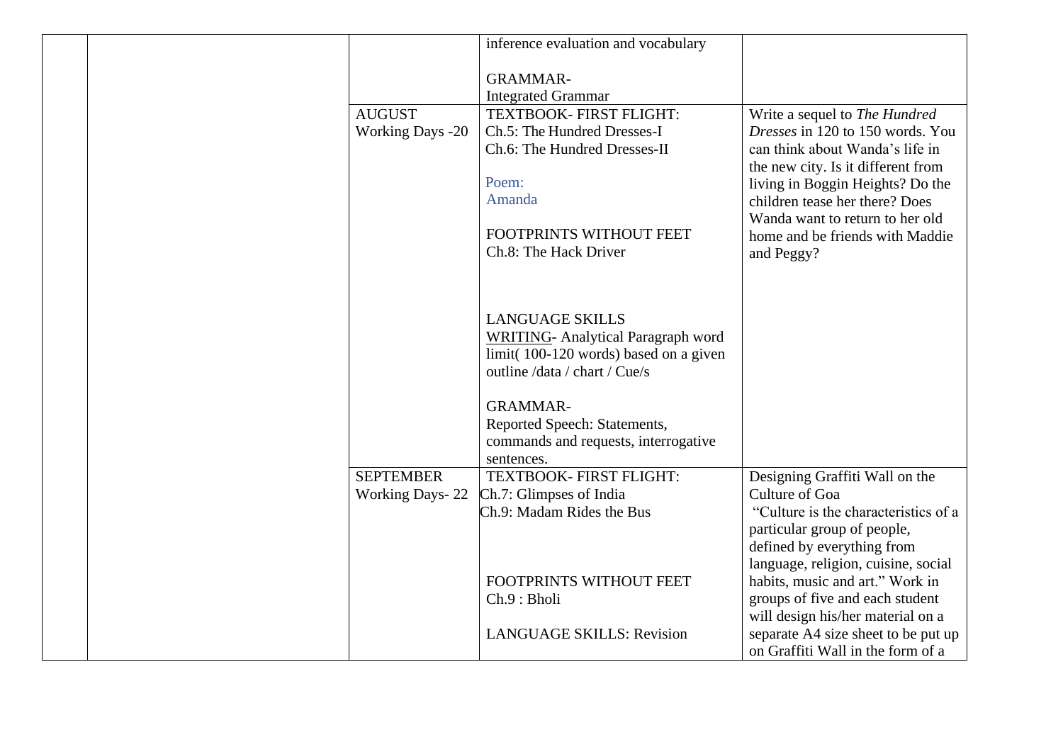| | | | | |
|---|---|---|---|---|
| | | | inference evaluation and vocabulary<br><br>GRAMMAR-<br>Integrated Grammar | |
| | | AUGUST<br>Working Days -20 | TEXTBOOK- FIRST FLIGHT:<br>Ch.5: The Hundred Dresses-I<br>Ch.6: The Hundred Dresses-II<br><br>Poem:<br>Amanda<br><br>FOOTPRINTS WITHOUT FEET<br>Ch.8: The Hack Driver<br><br>LANGUAGE SKILLS<br>WRITING- Analytical Paragraph word limit( 100-120 words) based on a given outline /data / chart / Cue/s<br><br>GRAMMAR-<br>Reported Speech: Statements, commands and requests, interrogative sentences. | Write a sequel to *The Hundred Dresses* in 120 to 150 words. You can think about Wanda's life in the new city. Is it different from living in Boggin Heights? Do the children tease her there? Does Wanda want to return to her old home and be friends with Maddie and Peggy? |
| | | SEPTEMBER<br>Working Days- 22 | TEXTBOOK- FIRST FLIGHT:<br>Ch.7: Glimpses of India<br>Ch.9: Madam Rides the Bus<br><br>FOOTPRINTS WITHOUT FEET<br>Ch.9 : Bholi<br><br>LANGUAGE SKILLS: Revision | Designing Graffiti Wall on the Culture of Goa<br>"Culture is the characteristics of a particular group of people, defined by everything from language, religion, cuisine, social habits, music and art." Work in groups of five and each student will design his/her material on a separate A4 size sheet to be put up on Graffiti Wall in the form of a |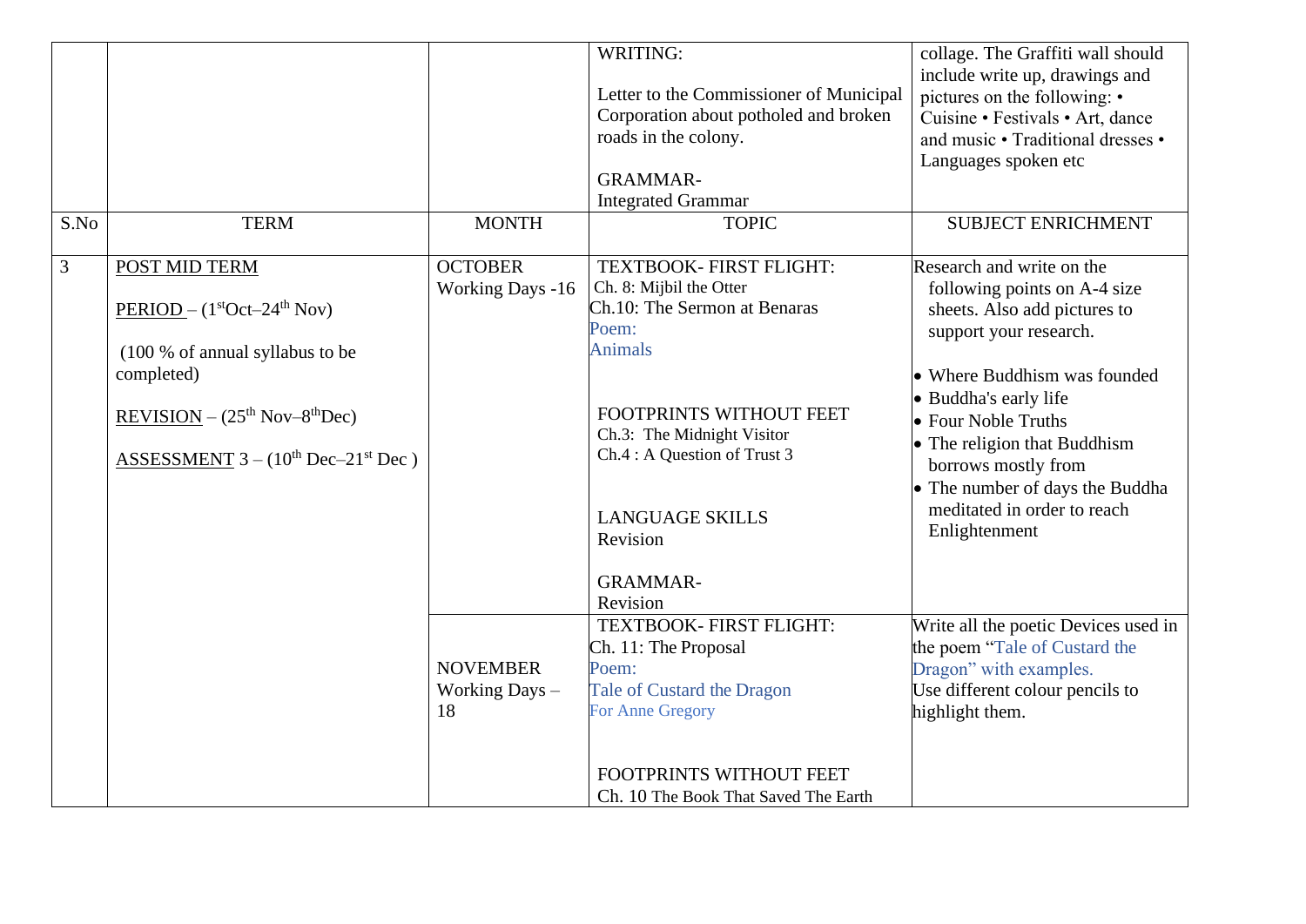| | | | WRITING:<br><br>Letter to the Commissioner of Municipal Corporation about potholed and broken roads in the colony.<br><br>GRAMMAR-<br>Integrated Grammar | collage. The Graffiti wall should include write up, drawings and pictures on the following: • Cuisine • Festivals • Art, dance and music • Traditional dresses • Languages spoken etc |
|---|---|---|---|---|
| S.No | TERM | MONTH | TOPIC | SUBJECT ENRICHMENT |
| 3 | POST MID TERM<br><br>PERIOD – (1st Oct–24th Nov)<br><br>(100 % of annual syllabus to be completed)<br><br>REVISION – (25th Nov–8th Dec)<br><br>ASSESSMENT 3 – (10th Dec–21st Dec ) | OCTOBER<br>Working Days -16 | TEXTBOOK- FIRST FLIGHT:<br>Ch. 8: Mijbil the Otter<br>Ch.10: The Sermon at Benaras<br>Poem:<br>Animals<br><br>FOOTPRINTS WITHOUT FEET<br>Ch.3: The Midnight Visitor<br>Ch.4 : A Question of Trust 3<br><br>LANGUAGE SKILLS<br>Revision<br><br>GRAMMAR-<br>Revision | Research and write on the following points on A-4 size sheets. Also add pictures to support your research.<br><br>• Where Buddhism was founded<br>• Buddha's early life<br>• Four Noble Truths<br>• The religion that Buddhism borrows mostly from<br>• The number of days the Buddha meditated in order to reach Enlightenment |
| | | NOVEMBER<br>Working Days – 18 | TEXTBOOK- FIRST FLIGHT:<br>Ch. 11: The Proposal<br>Poem:<br>Tale of Custard the Dragon<br>For Anne Gregory<br><br>FOOTPRINTS WITHOUT FEET<br>Ch. 10 The Book That Saved The Earth | Write all the poetic Devices used in the poem "Tale of Custard the Dragon" with examples.<br>Use different colour pencils to highlight them. |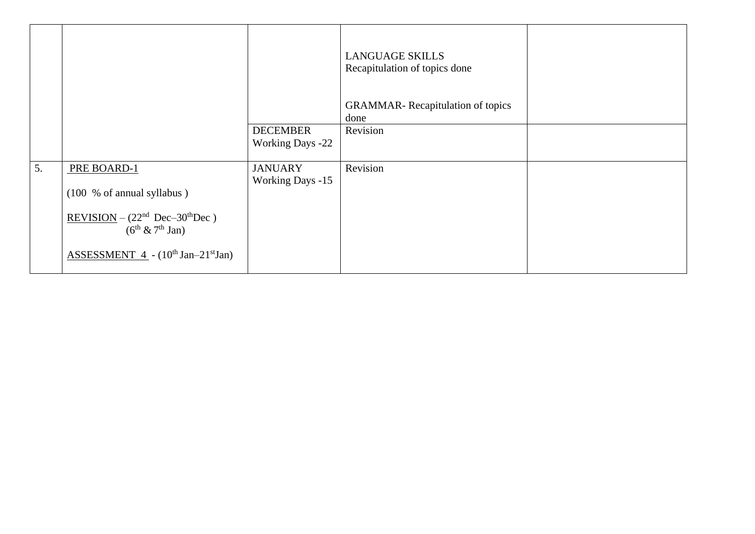| | | | | |
|---|---|---|---|---|
| | | | LANGUAGE SKILLS<br>Recapitulation of topics done<br><br>GRAMMAR- Recapitulation of topics done | |
| | | DECEMBER<br>Working Days -22 | Revision | |
| 5. | PRE BOARD-1<br><br>(100 % of annual syllabus )<br><br>REVISION – (22nd Dec–30th Dec )<br>(6th & 7th Jan)<br><br>ASSESSMENT 4 - (10th Jan–21st Jan) | JANUARY<br>Working Days -15 | Revision | |